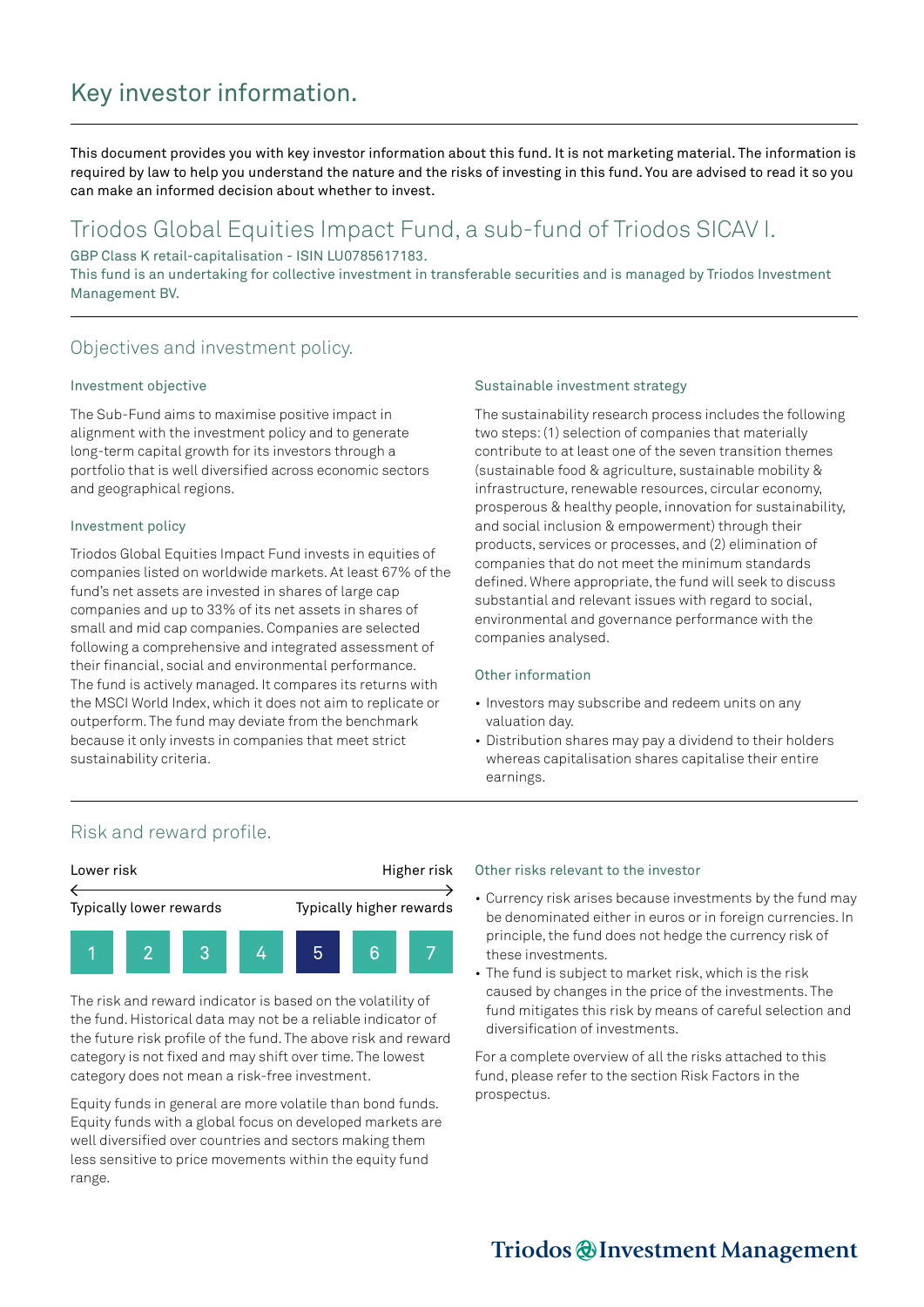# Key investor information.

This document provides you with key investor information about this fund. It is not marketing material. The information is required by law to help you understand the nature and the risks of investing in this fund. You are advised to read it so you can make an informed decision about whether to invest.

## Triodos Global Equities Impact Fund, a sub-fund of Triodos SICAV I.

GBP Class K retail-capitalisation - ISIN LU0785617183.
This fund is an undertaking for collective investment in transferable securities and is managed by Triodos Investment Management BV.

## Objectives and investment policy.

### Investment objective

The Sub-Fund aims to maximise positive impact in alignment with the investment policy and to generate long-term capital growth for its investors through a portfolio that is well diversified across economic sectors and geographical regions.

### Investment policy

Triodos Global Equities Impact Fund invests in equities of companies listed on worldwide markets. At least 67% of the fund's net assets are invested in shares of large cap companies and up to 33% of its net assets in shares of small and mid cap companies. Companies are selected following a comprehensive and integrated assessment of their financial, social and environmental performance. The fund is actively managed. It compares its returns with the MSCI World Index, which it does not aim to replicate or outperform. The fund may deviate from the benchmark because it only invests in companies that meet strict sustainability criteria.

### Sustainable investment strategy

The sustainability research process includes the following two steps: (1) selection of companies that materially contribute to at least one of the seven transition themes (sustainable food & agriculture, sustainable mobility & infrastructure, renewable resources, circular economy, prosperous & healthy people, innovation for sustainability, and social inclusion & empowerment) through their products, services or processes, and (2) elimination of companies that do not meet the minimum standards defined. Where appropriate, the fund will seek to discuss substantial and relevant issues with regard to social, environmental and governance performance with the companies analysed.

### Other information

- Investors may subscribe and redeem units on any valuation day.
- Distribution shares may pay a dividend to their holders whereas capitalisation shares capitalise their entire earnings.

## Risk and reward profile.

| Lower risk | | | | | | Higher risk |
|---|---|---|---|---|---|---|
| Typically lower rewards | | | | | | Typically higher rewards |
| 1 | 2 | 3 | 4 | **5** | 6 | 7 |

The risk and reward indicator is based on the volatility of the fund. Historical data may not be a reliable indicator of the future risk profile of the fund. The above risk and reward category is not fixed and may shift over time. The lowest category does not mean a risk-free investment.

Equity funds in general are more volatile than bond funds. Equity funds with a global focus on developed markets are well diversified over countries and sectors making them less sensitive to price movements within the equity fund range.

### Other risks relevant to the investor

- Currency risk arises because investments by the fund may be denominated either in euros or in foreign currencies. In principle, the fund does not hedge the currency risk of these investments.
- The fund is subject to market risk, which is the risk caused by changes in the price of the investments. The fund mitigates this risk by means of careful selection and diversification of investments.

For a complete overview of all the risks attached to this fund, please refer to the section Risk Factors in the prospectus.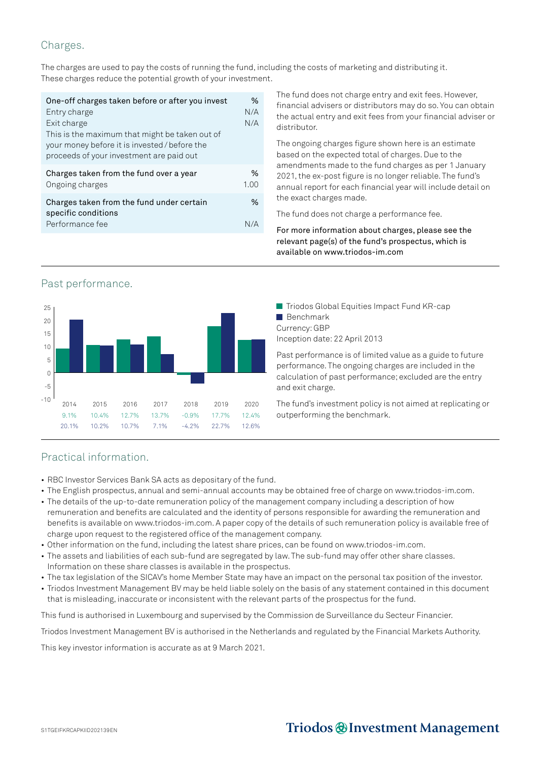## Charges.

The charges are used to pay the costs of running the fund, including the costs of marketing and distributing it. These charges reduce the potential growth of your investment.

| One-off charges taken before or after you invest | % |
|---|---|
| Entry charge | N/A |
| Exit charge | N/A |
| This is the maximum that might be taken out of your money before it is invested / before the proceeds of your investment are paid out | |
| **Charges taken from the fund over a year** | **%** |
| Ongoing charges | 1.00 |
| **Charges taken from the fund under certain specific conditions** | **%** |
| Performance fee | N/A |

The fund does not charge entry and exit fees. However, financial advisers or distributors may do so. You can obtain the actual entry and exit fees from your financial adviser or distributor.

The ongoing charges figure shown here is an estimate based on the expected total of charges. Due to the amendments made to the fund charges as per 1 January 2021, the ex-post figure is no longer reliable. The fund's annual report for each financial year will include detail on the exact charges made.

The fund does not charge a performance fee.

For more information about charges, please see the relevant page(s) of the fund's prospectus, which is available on www.triodos-im.com

## Past performance.

25
20
15
10
5
0
-5
-10

2014 2015 2016 2017 2018 2019 2020
9.1% 10.4% 12.7% 13.7% -0.9% 17.7% 12.4%
20.1% 10.2% 10.7% 7.1% -4.2% 22.7% 12.6%

Triodos Global Equities Impact Fund KR-cap
Benchmark
Currency: GBP
Inception date: 22 April 2013

Past performance is of limited value as a guide to future performance. The ongoing charges are included in the calculation of past performance; excluded are the entry and exit charge.

The fund's investment policy is not aimed at replicating or outperforming the benchmark.

## Practical information.

- RBC Investor Services Bank SA acts as depositary of the fund.
- The English prospectus, annual and semi-annual accounts may be obtained free of charge on www.triodos-im.com.
- The details of the up-to-date remuneration policy of the management company including a description of how remuneration and benefits are calculated and the identity of persons responsible for awarding the remuneration and benefits is available on www.triodos-im.com. A paper copy of the details of such remuneration policy is available free of charge upon request to the registered office of the management company.
- Other information on the fund, including the latest share prices, can be found on www.triodos-im.com.
- The assets and liabilities of each sub-fund are segregated by law. The sub-fund may offer other share classes. Information on these share classes is available in the prospectus.
- The tax legislation of the SICAV's home Member State may have an impact on the personal tax position of the investor.
- Triodos Investment Management BV may be held liable solely on the basis of any statement contained in this document that is misleading, inaccurate or inconsistent with the relevant parts of the prospectus for the fund.

This fund is authorised in Luxembourg and supervised by the Commission de Surveillance du Secteur Financier.

Triodos Investment Management BV is authorised in the Netherlands and regulated by the Financial Markets Authority.

This key investor information is accurate as at 9 March 2021.

S1TGEIFKRCAPKIID202139EN

Triodos Investment Management